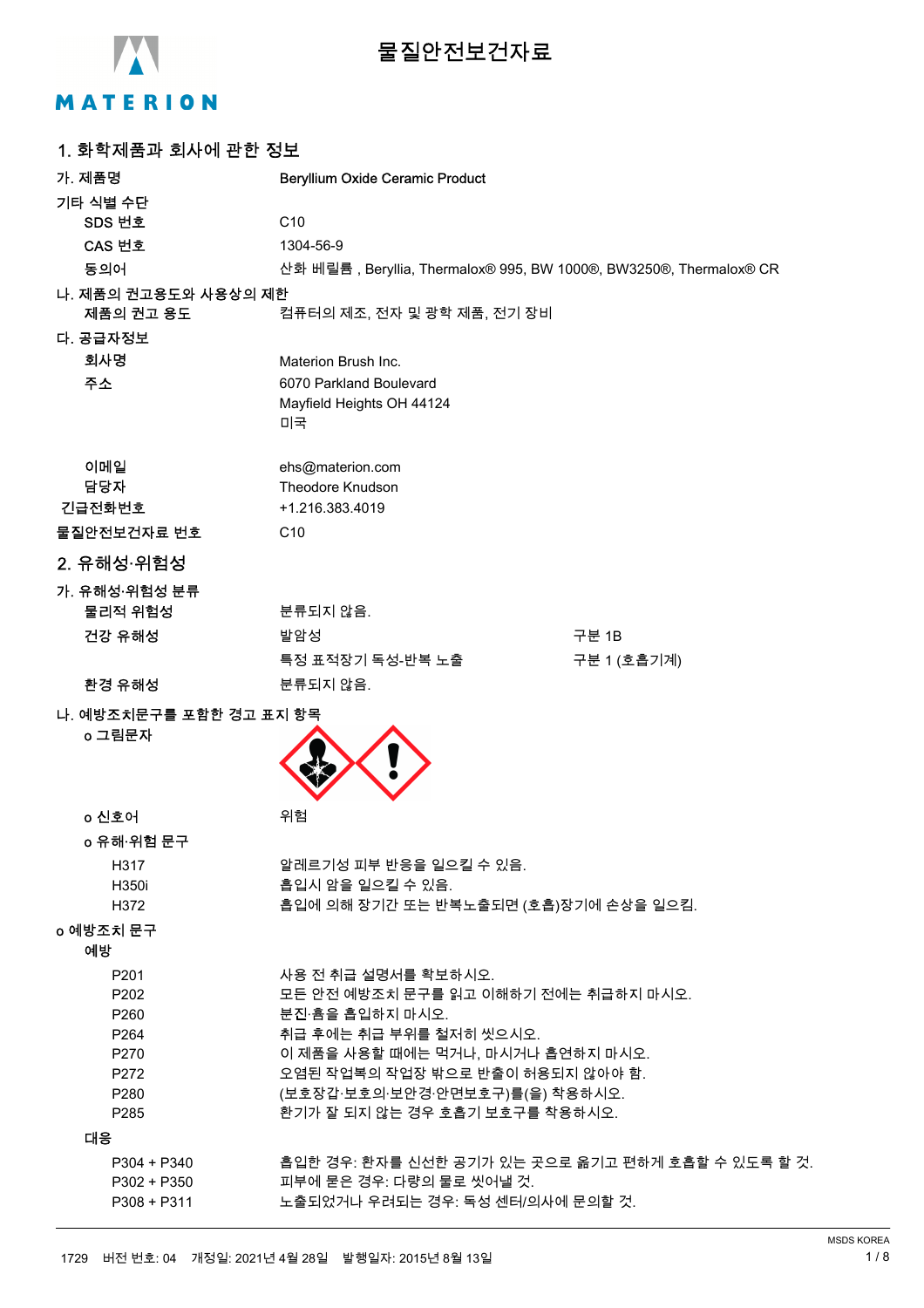# 물질안전보건자료

## 1. 화학제품과 회사에 관한 정보

**가. 제품명** Beryllium Oxide Ceramic Product

**기타 식별 수단**

| | |
|---|---|
| SDS 번호 | C10 |
| CAS 번호 | 1304-56-9 |
| 동의어 | 산화 베릴륨 , Beryllia, Thermalox® 995, BW 1000®, BW3250®, Thermalox® CR |

**나. 제품의 권고용도와 사용상의 제한**

제품의 권고 용도 컴퓨터의 제조, 전자 및 광학 제품, 전기 장비

**다. 공급자정보**

| | |
|---|---|
| 회사명 | Materion Brush Inc. |
| 주소 | 6070 Parkland Boulevard<br>Mayfield Heights OH 44124<br>미국 |
| 이메일 | ehs@materion.com |
| 담당자 | Theodore Knudson |
| 긴급전화번호 | +1.216.383.4019 |
| 물질안전보건자료 번호 | C10 |

## 2. 유해성·위험성

**가. 유해성·위험성 분류**

| | | |
|---|---|---|
| 물리적 위험성 | 분류되지 않음. | |
| 건강 유해성 | 발암성 | 구분 1B |
| | 특정 표적장기 독성-반복 노출 | 구분 1 (호흡기계) |
| 환경 유해성 | 분류되지 않음. | |

**나. 예방조치문구를 포함한 경고 표지 항목**

o 그림문자

o 신호어 위험

o 유해·위험 문구

| | |
|---|---|
| H317 | 알레르기성 피부 반응을 일으킬 수 있음. |
| H350i | 흡입시 암을 일으킬 수 있음. |
| H372 | 흡입에 의해 장기간 또는 반복노출되면 (호흡)장기에 손상을 일으킴. |

o 예방조치 문구

예방

| | |
|---|---|
| P201 | 사용 전 취급 설명서를 확보하시오. |
| P202 | 모든 안전 예방조치 문구를 읽고 이해하기 전에는 취급하지 마시오. |
| P260 | 분진·흄을 흡입하지 마시오. |
| P264 | 취급 후에는 취급 부위를 철저히 씻으시오. |
| P270 | 이 제품을 사용할 때에는 먹거나, 마시거나 흡연하지 마시오. |
| P272 | 오염된 작업복의 작업장 밖으로 반출이 허용되지 않아야 함. |
| P280 | (보호장갑·보호의·보안경·안면보호구)를(을) 착용하시오. |
| P285 | 환기가 잘 되지 않는 경우 호흡기 보호구를 착용하시오. |

대응

| | |
|---|---|
| P304 + P340 | 흡입한 경우: 환자를 신선한 공기가 있는 곳으로 옮기고 편하게 호흡할 수 있도록 할 것. |
| P302 + P350 | 피부에 묻은 경우: 다량의 물로 씻어낼 것. |
| P308 + P311 | 노출되었거나 우려되는 경우: 독성 센터/의사에 문의할 것. |

1729 버전 번호: 04 개정일: 2021년 4월 28일 발행일자: 2015년 8월 13일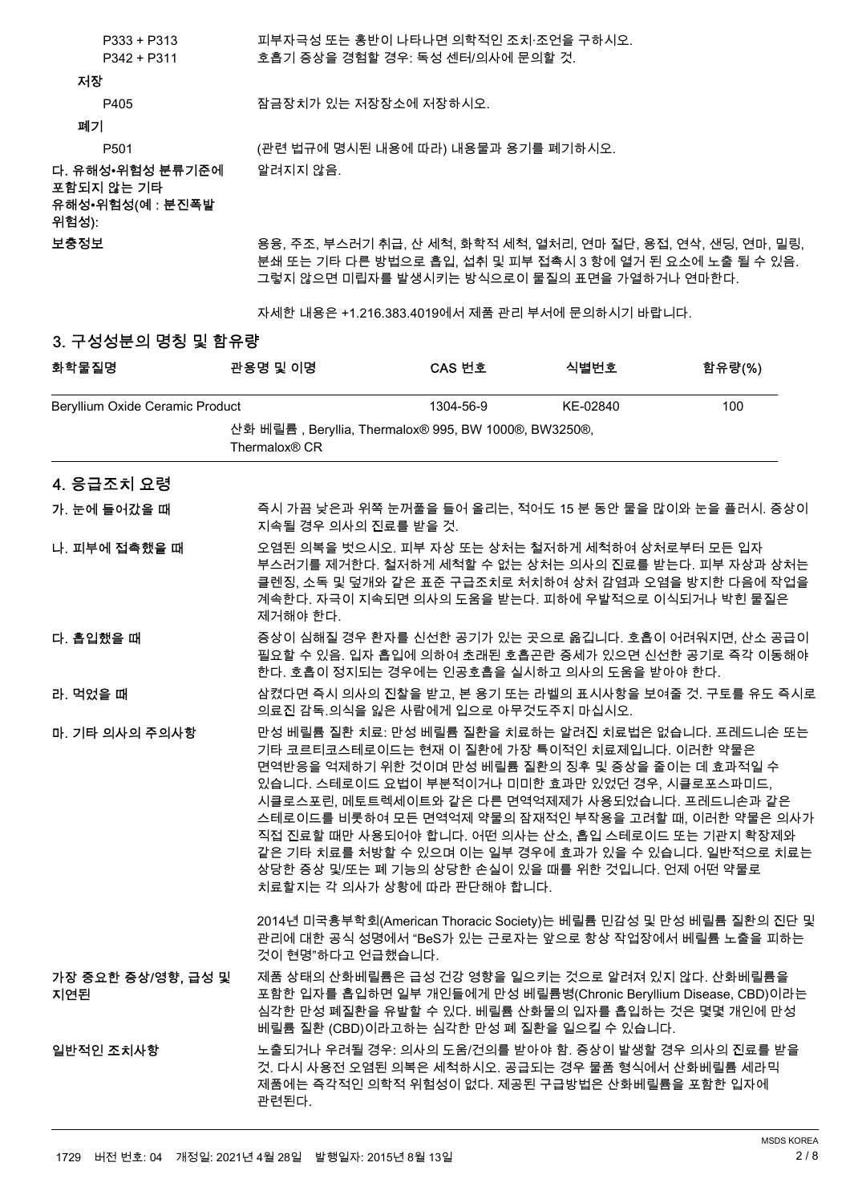| | |
|---|---|
| P333 + P313 | 피부자극성 또는 홍반이 나타나면 의학적인 조치·조언을 구하시오. |
| P342 + P311 | 호흡기 증상을 경험할 경우: 독성 센터/의사에 문의할 것. |

**저장**

| | |
|---|---|
| P405 | 잠금장치가 있는 저장장소에 저장하시오. |

**폐기**

| | |
|---|---|
| P501 | (관련 법규에 명시된 내용에 따라) 내용물과 용기를 폐기하시오. |

**다. 유해성•위험성 분류기준에 포함되지 않는 기타 유해성•위험성(예 : 분진폭발 위험성):** 알려지지 않음.

**보충정보**

용융, 주조, 부스러기 취급, 산 세척, 화학적 세척, 열처리, 연마 절단, 용접, 연삭, 샌딩, 연마, 밀링, 분쇄 또는 기타 다른 방법으로 흡입, 섭취 및 피부 접촉시 3 항에 열거 된 요소에 노출 될 수 있음. 그렇지 않으면 미립자를 발생시키는 방식으로이 물질의 표면을 가열하거나 연마한다.

자세한 내용은 +1.216.383.4019에서 제품 관리 부서에 문의하시기 바랍니다.

## 3. 구성성분의 명칭 및 함유량

| 화학물질명 | 관용명 및 이명 | CAS 번호 | 식별번호 | 함유량(%) |
|---|---|---|---|---|
| Beryllium Oxide Ceramic Product | | 1304-56-9 | KE-02840 | 100 |
| | 산화 베릴륨 , Beryllia, Thermalox® 995, BW 1000®, BW3250®, Thermalox® CR | | | |

## 4. 응급조치 요령

**가. 눈에 들어갔을 때**

즉시 가끔 낮은과 위쪽 눈꺼풀을 들어 올리는, 적어도 15 분 동안 물을 많이와 눈을 플러시. 증상이 지속될 경우 의사의 진료를 받을 것.

**나. 피부에 접촉했을 때**

오염된 의복을 벗으십시오. 피부 자상 또는 상처는 철저하게 세척하여 상처로부터 모든 입자 부스러기를 제거한다. 철저하게 세척할 수 없는 상처는 의사의 진료를 받는다. 피부 자상과 상처는 클렌징, 소독 및 덮개와 같은 표준 구급조치로 처치하여 상처 감염과 오염을 방지한 다음에 작업을 계속한다. 자극이 지속되면 의사의 도움을 받는다. 피하에 우발적으로 이식되거나 박힌 물질은 제거해야 한다.

**다. 흡입했을 때**

증상이 심해질 경우 환자를 신선한 공기가 있는 곳으로 옮깁니다. 호흡이 어려워지면, 산소 공급이 필요할 수 있음. 입자 흡입에 의하여 초래된 호흡곤란 증세가 있으면 신선한 공기로 즉각 이동해야 한다. 호흡이 정지되는 경우에는 인공호흡을 실시하고 의사의 도움을 받아야 한다.

**라. 먹었을 때**

삼켰다면 즉시 의사의 진찰을 받고, 본 용기 또는 라벨의 표시사항을 보여줄 것. 구토를 유도 즉시로 의료진 감독.의식을 잃은 사람에게 입으로 아무것도주지 마십시오.

**마. 기타 의사의 주의사항**

만성 베릴륨 질환 치료: 만성 베릴륨 질환을 치료하는 알려진 치료법은 없습니다. 프레드니손 또는 기타 코르티코스테로이드는 현재 이 질환에 가장 특이적인 치료제입니다. 이러한 약물은 면역반응을 억제하기 위한 것이며 만성 베릴륨 질환의 징후 및 증상을 줄이는 데 효과적일 수 있습니다. 스테로이드 요법이 부분적이거나 미미한 효과만 있었던 경우, 시클로포스파미드, 시클로스포린, 메토트렉세이트와 같은 다른 면역억제제가 사용되었습니다. 프레드니손과 같은 스테로이드를 비롯하여 모든 면역억제 약물의 잠재적인 부작용을 고려할 때, 이러한 약물은 의사가 직접 진료할 때만 사용되어야 합니다. 어떤 의사는 산소, 흡입 스테로이드 또는 기관지 확장제와 같은 기타 치료를 처방할 수 있으며 이는 일부 경우에 효과가 있을 수 있습니다. 일반적으로 치료는 상당한 증상 및/또는 폐 기능의 상당한 손실이 있을 때를 위한 것입니다. 언제 어떤 약물로 치료할지는 각 의사가 상황에 따라 판단해야 합니다.

2014년 미국흉부학회(American Thoracic Society)는 베릴륨 민감성 및 만성 베릴륨 질환의 진단 및 관리에 대한 공식 성명에서 "BeS가 있는 근로자는 앞으로 항상 작업장에서 베릴륨 노출을 피하는 것이 현명"하다고 언급했습니다.

**가장 중요한 증상/영향, 급성 및 지연된**

제품 상태의 산화베릴륨은 급성 건강 영향을 일으키는 것으로 알려져 있지 않다. 산화베릴륨을 포함한 입자를 흡입하면 일부 개인들에게 만성 베릴륨병(Chronic Beryllium Disease, CBD)이라는 심각한 만성 폐질환을 유발할 수 있다. 베릴륨 산화물의 입자를 흡입하는 것은 몇몇 개인에 만성 베릴륨 질환 (CBD)이라고하는 심각한 만성 폐 질환을 일으킬 수 있습니다.

**일반적인 조치사항**

노출되거나 우려될 경우: 의사의 도움/권의를 받아야 함. 증상이 발생할 경우 의사의 진료를 받을 것. 다시 사용전 오염된 의복은 세척하시오. 공급되는 경우 물품 형식에서 산화베릴륨 세라믹 제품에는 즉각적인 의학적 위험성이 없다. 제공된 구급방법은 산화베릴륨을 포함한 입자에 관련된다.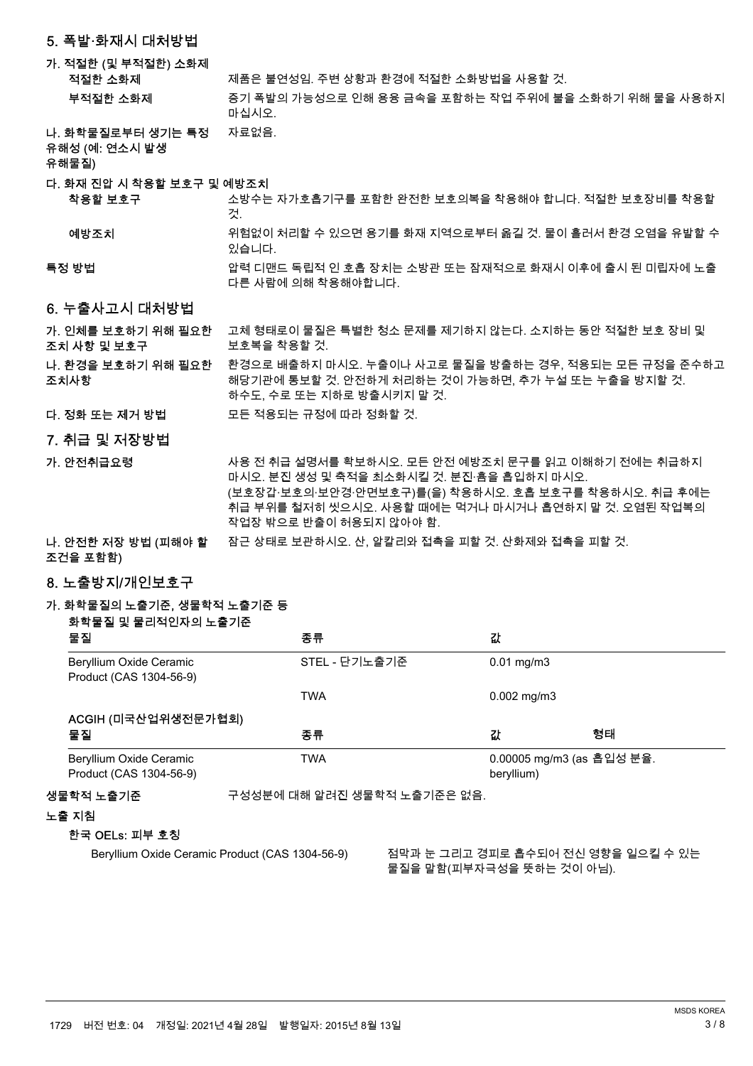## 5. 폭발·화재시 대처방법

**가. 적절한 (및 부적절한) 소화제**

**적절한 소화제** 제품은 불연성임. 주변 상황과 환경에 적절한 소화방법을 사용할 것.

**부적절한 소화제** 증기 폭발의 가능성으로 인해 용융 금속을 포함하는 작업 주위에 불을 소화하기 위해 물을 사용하지 마십시오.

**나. 화학물질로부터 생기는 특정 유해성 (예: 연소시 발생 유해물질)** 자료없음.

**다. 화재 진압 시 착용할 보호구 및 예방조치**

**착용할 보호구** 소방수는 자가호흡기구를 포함한 완전한 보호의복을 착용해야 합니다. 적절한 보호장비를 착용할 것.

**예방조치** 위험없이 처리할 수 있으면 용기를 화재 지역으로부터 옮길 것. 물이 흘러서 환경 오염을 유발할 수 있습니다.

**특정 방법** 압력 디맨드 독립적 인 호흡 장치는 소방관 또는 잠재적으로 화재시 이후에 출시 된 미립자에 노출 다른 사람에 의해 착용해야합니다.

## 6. 누출사고시 대처방법

**가. 인체를 보호하기 위해 필요한 조치 사항 및 보호구** 고체 형태로이 물질은 특별한 청소 문제를 제기하지 않는다. 소지하는 동안 적절한 보호 장비 및 보호복을 착용할 것.

**나. 환경을 보호하기 위해 필요한 조치사항** 환경으로 배출하지 마시오. 누출이나 사고로 물질을 방출하는 경우, 적용되는 모든 규정을 준수하고 해당기관에 통보할 것. 안전하게 처리하는 것이 가능하면, 추가 누설 또는 누출을 방지할 것. 하수도, 수로 또는 지하로 방출시키지 말 것.

**다. 정화 또는 제거 방법** 모든 적용되는 규정에 따라 정화할 것.

## 7. 취급 및 저장방법

**가. 안전취급요령** 사용 전 취급 설명서를 확보하시오. 모든 안전 예방조치 문구를 읽고 이해하기 전에는 취급하지 마시오. 분진 생성 및 축적을 최소화시킬 것. 분진·흄을 흡입하지 마시오. (보호장갑·보호의·보안경·안면보호구)를(을) 착용하시오. 호흡 보호구를 착용하시오. 취급 후에는 취급 부위를 철저히 씻으시오. 사용할 때에는 먹거나 마시거나 흡연하지 말 것. 오염된 작업복의 작업장 밖으로 반출이 허용되지 않아야 함.

**나. 안전한 저장 방법 (피해야 할 조건을 포함함)** 잠근 상태로 보관하시오. 산, 알칼리와 접촉을 피할 것. 산화제와 접촉을 피할 것.

## 8. 노출방지/개인보호구

**가. 화학물질의 노출기준, 생물학적 노출기준 등**

**화학물질 및 물리적인자의 노출기준**

| 물질 | 종류 | 값 |
|---|---|---|
| Beryllium Oxide Ceramic Product (CAS 1304-56-9) | STEL - 단기노출기준 | 0.01 mg/m3 |
| | TWA | 0.002 mg/m3 |

**ACGIH (미국산업위생전문가협회)**

| 물질 | 종류 | 값 | 형태 |
|---|---|---|---|
| Beryllium Oxide Ceramic Product (CAS 1304-56-9) | TWA | 0.00005 mg/m3 (as beryllium) | 흡입성 분율. |

**생물학적 노출기준** 구성성분에 대해 알려진 생물학적 노출기준은 없음.

**노출 지침**

**한국 OELs: 피부 호칭**

Beryllium Oxide Ceramic Product (CAS 1304-56-9) 점막과 눈 그리고 경피로 흡수되어 전신 영향을 일으킬 수 있는 물질을 말함(피부자극성을 뜻하는 것이 아님).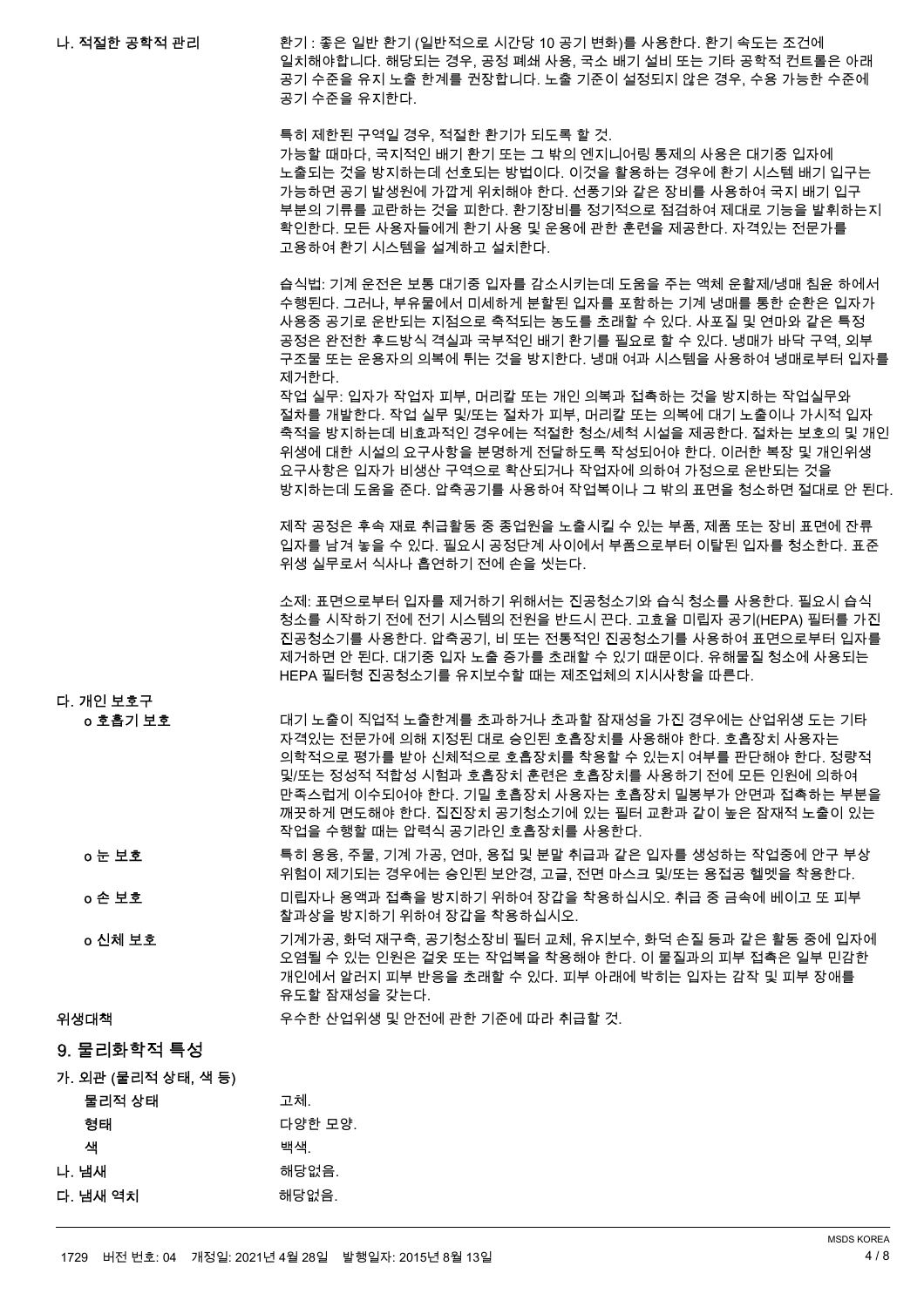**나. 적절한 공학적 관리**

환기 : 좋은 일반 환기 (일반적으로 시간당 10 공기 변화)를 사용한다. 환기 속도는 조건에 일치해야합니다. 해당되는 경우, 공정 폐쇄 사용, 국소 배기 설비 또는 기타 공학적 컨트롤은 아래 공기 수준을 유지 노출 한계를 권장합니다. 노출 기준이 설정되지 않은 경우, 수용 가능한 수준에 공기 수준을 유지한다.

특히 제한된 구역일 경우, 적절한 환기가 되도록 할 것.
가능할 때마다, 국지적인 배기 환기 또는 그 밖의 엔지니어링 통제의 사용은 대기중 입자에 노출되는 것을 방지하는데 선호되는 방법이다. 이것을 활용하는 경우에 환기 시스템 배기 입구는 가능하면 공기 발생원에 가깝게 위치해야 한다. 선풍기와 같은 장비를 사용하여 국지 배기 입구 부분의 기류를 교란하는 것을 피한다. 환기장비를 정기적으로 점검하여 제대로 기능을 발휘하는지 확인한다. 모든 사용자들에게 환기 사용 및 운용에 관한 훈련을 제공한다. 자격있는 전문가를 고용하여 환기 시스템을 설계하고 설치한다.

습식법: 기계 운전은 보통 대기중 입자를 감소시키는데 도움을 주는 액체 윤활제/냉매 침윤 하에서 수행된다. 그러나, 부유물에서 미세하게 분할된 입자를 포함하는 기계 냉매를 통한 순환은 입자가 사용중 공기로 운반되는 지점으로 축적되는 농도를 초래할 수 있다. 사포질 및 연마와 같은 특정 공정은 완전한 후드방식 격실과 국부적인 배기 환기를 필요로 할 수 있다. 냉매가 바닥 구역, 외부 구조물 또는 운용자의 의복에 튀는 것을 방지한다. 냉매 여과 시스템을 사용하여 냉매로부터 입자를 제거한다.
작업 실무: 입자가 작업자 피부, 머리칼 또는 개인 의복과 접촉하는 것을 방지하는 작업실무와 절차를 개발한다. 작업 실무 및/또는 절차가 피부, 머리칼 또는 의복에 대기 노출이나 가시적 입자 축적을 방지하는데 비효과적인 경우에는 적절한 청소/세척 시설을 제공한다. 절차는 보호의 및 개인 위생에 대한 시설의 요구사항을 분명하게 전달하도록 작성되어야 한다. 이러한 복장 및 개인위생 요구사항은 입자가 비생산 구역으로 확산되거나 작업자에 의하여 가정으로 운반되는 것을 방지하는데 도움을 준다. 압축공기를 사용하여 작업복이나 그 밖의 표면을 청소하면 절대로 안 된다.

제작 공정은 후속 재료 취급활동 중 종업원을 노출시킬 수 있는 부품, 제품 또는 장비 표면에 잔류 입자를 남겨 놓을 수 있다. 필요시 공정단계 사이에서 부품으로부터 이탈된 입자를 청소한다. 표준 위생 실무로서 식사나 흡연하기 전에 손을 씻는다.

소제: 표면으로부터 입자를 제거하기 위해서는 진공청소기와 습식 청소를 사용한다. 필요시 습식 청소를 시작하기 전에 전기 시스템의 전원을 반드시 끈다. 고효율 미립자 공기(HEPA) 필터를 가진 진공청소기를 사용한다. 압축공기, 비 또는 전통적인 진공청소기를 사용하여 표면으로부터 입자를 제거하면 안 된다. 대기중 입자 노출 증가를 초래할 수 있기 때문이다. 유해물질 청소에 사용되는 HEPA 필터형 진공청소기를 유지보수할 때는 제조업체의 지시사항을 따른다.

**다. 개인 보호구**

**o 호흡기 보호**

대기 노출이 직업적 노출한계를 초과하거나 초과할 잠재성을 가진 경우에는 산업위생 또는 기타 자격있는 전문가에 의해 지정된 대로 승인된 호흡장치를 사용해야 한다. 호흡장치 사용자는 의학적으로 평가를 받아 신체적으로 호흡장치를 착용할 수 있는지 여부를 판단해야 한다. 정량적 및/또는 정성적 적합성 시험과 호흡장치 훈련은 호흡장치를 사용하기 전에 모든 인원에 의하여 만족스럽게 이수되어야 한다. 기밀 호흡장치 사용자는 호흡장치 밀봉부가 안면과 접촉하는 부분을 깨끗하게 면도해야 한다. 집진장치 공기청소기에 있는 필터 교환과 같이 높은 잠재적 노출이 있는 작업을 수행할 때는 압력식 공기라인 호흡장치를 사용한다.

**o 눈 보호**

특히 용융, 주물, 기계 가공, 연마, 용접 및 분말 취급과 같은 입자를 생성하는 작업중에 안구 부상 위험이 제기되는 경우에는 승인된 보안경, 고글, 전면 마스크 및/또는 용접공 헬멧을 착용한다.

**o 손 보호**

미립자나 용액과 접촉을 방지하기 위하여 장갑을 착용하십시오. 취급 중 금속에 베이고 또 피부 찰과상을 방지하기 위하여 장갑을 착용하십시오.

**o 신체 보호**

기계가공, 화덕 재구축, 공기청소장비 필터 교체, 유지보수, 화덕 손질 등과 같은 활동 중에 입자에 오염될 수 있는 인원은 겉옷 또는 작업복을 착용해야 한다. 이 물질과의 피부 접촉은 일부 민감한 개인에서 알려진 피부 반응을 초래할 수 있다. 피부 아래에 박히는 입자는 감작 및 피부 장애를 유도할 잠재성을 갖는다.

**위생대책**

우수한 산업위생 및 안전에 관한 기준에 따라 취급할 것.

## 9. 물리화학적 특성

**가. 외관 (물리적 상태, 색 등)**

| | |
|---|---|
| **물리적 상태** | 고체. |
| **형태** | 다양한 모양. |
| **색** | 백색. |
| **나. 냄새** | 해당없음. |
| **다. 냄새 역치** | 해당없음. |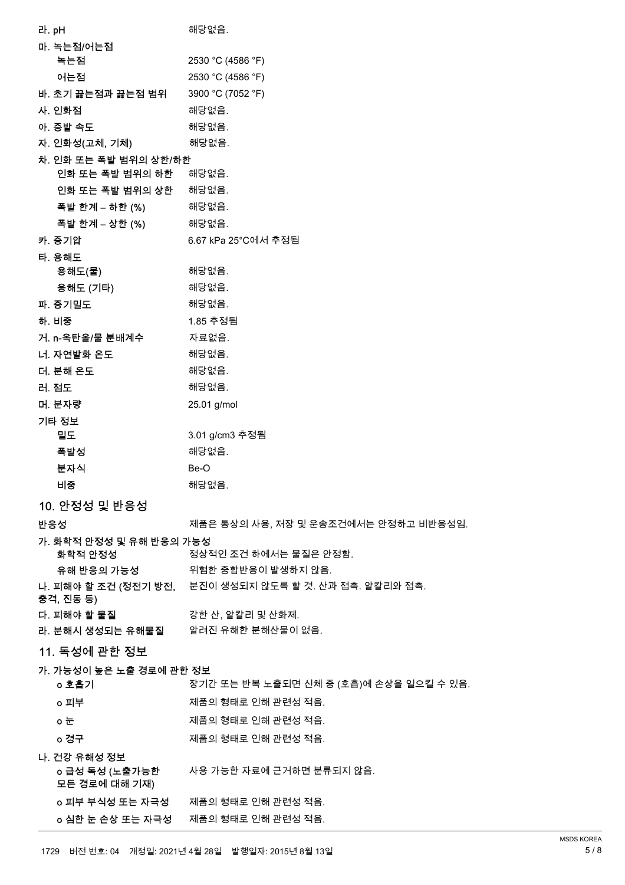| | |
|---|---|
| 라. pH | 해당없음. |
| 마. 녹는점/어는점 | |
| 녹는점 | 2530 °C (4586 °F) |
| 어는점 | 2530 °C (4586 °F) |
| 바. 초기 끓는점과 끓는점 범위 | 3900 °C (7052 °F) |
| 사. 인화점 | 해당없음. |
| 아. 증발 속도 | 해당없음. |
| 자. 인화성(고체, 기체) | 해당없음. |
| 차. 인화 또는 폭발 범위의 상한/하한 | |
| 인화 또는 폭발 범위의 하한 | 해당없음. |
| 인화 또는 폭발 범위의 상한 | 해당없음. |
| 폭발 한계 – 하한 (%) | 해당없음. |
| 폭발 한계 – 상한 (%) | 해당없음. |
| 카. 증기압 | 6.67 kPa 25°C에서 추정됨 |
| 타. 용해도 | |
| 용해도(물) | 해당없음. |
| 용해도 (기타) | 해당없음. |
| 파. 증기밀도 | 해당없음. |
| 하. 비중 | 1.85 추정됨 |
| 거. n-옥탄올/물 분배계수 | 자료없음. |
| 너. 자연발화 온도 | 해당없음. |
| 더. 분해 온도 | 해당없음. |
| 러. 점도 | 해당없음. |
| 머. 분자량 | 25.01 g/mol |
| 기타 정보 | |
| 밀도 | 3.01 g/cm3 추정됨 |
| 폭발성 | 해당없음. |
| 분자식 | Be-O |
| 비중 | 해당없음. |

## 10. 안정성 및 반응성

| | |
|---|---|
| 반응성 | 제품은 통상의 사용, 저장 및 운송조건에서는 안정하고 비반응성임. |
| 가. 화학적 안정성 및 유해 반응의 가능성 | |
| 화학적 안정성 | 정상적인 조건 하에서는 물질은 안정함. |
| 유해 반응의 가능성 | 위험한 중합반응이 발생되지 않음. |
| 나. 피해야 할 조건 (정전기 방전, 충격, 진동 등) | 분진이 생성되지 않도록 할 것. 산과 접촉. 알칼리와 접촉. |
| 다. 피해야 할 물질 | 강한 산, 알칼리 및 산화제. |
| 라. 분해시 생성되는 유해물질 | 알려진 유해한 분해산물이 없음. |

## 11. 독성에 관한 정보

| | |
|---|---|
| 가. 가능성이 높은 노출 경로에 관한 정보 | |
| o 호흡기 | 장기간 또는 반복 노출되면 신체 중 (호흡)에 손상을 일으킬 수 있음. |
| o 피부 | 제품의 형태로 인해 관련성 적음. |
| o 눈 | 제품의 형태로 인해 관련성 적음. |
| o 경구 | 제품의 형태로 인해 관련성 적음. |
| 나. 건강 유해성 정보 | |
| o 급성 독성 (노출가능한 모든 경로에 대해 기재) | 사용 가능한 자료에 근거하면 분류되지 않음. |
| o 피부 부식성 또는 자극성 | 제품의 형태로 인해 관련성 적음. |
| o 심한 눈 손상 또는 자극성 | 제품의 형태로 인해 관련성 적음. |

1729 버전 번호: 04 개정일: 2021년 4월 28일 발행일자: 2015년 8월 13일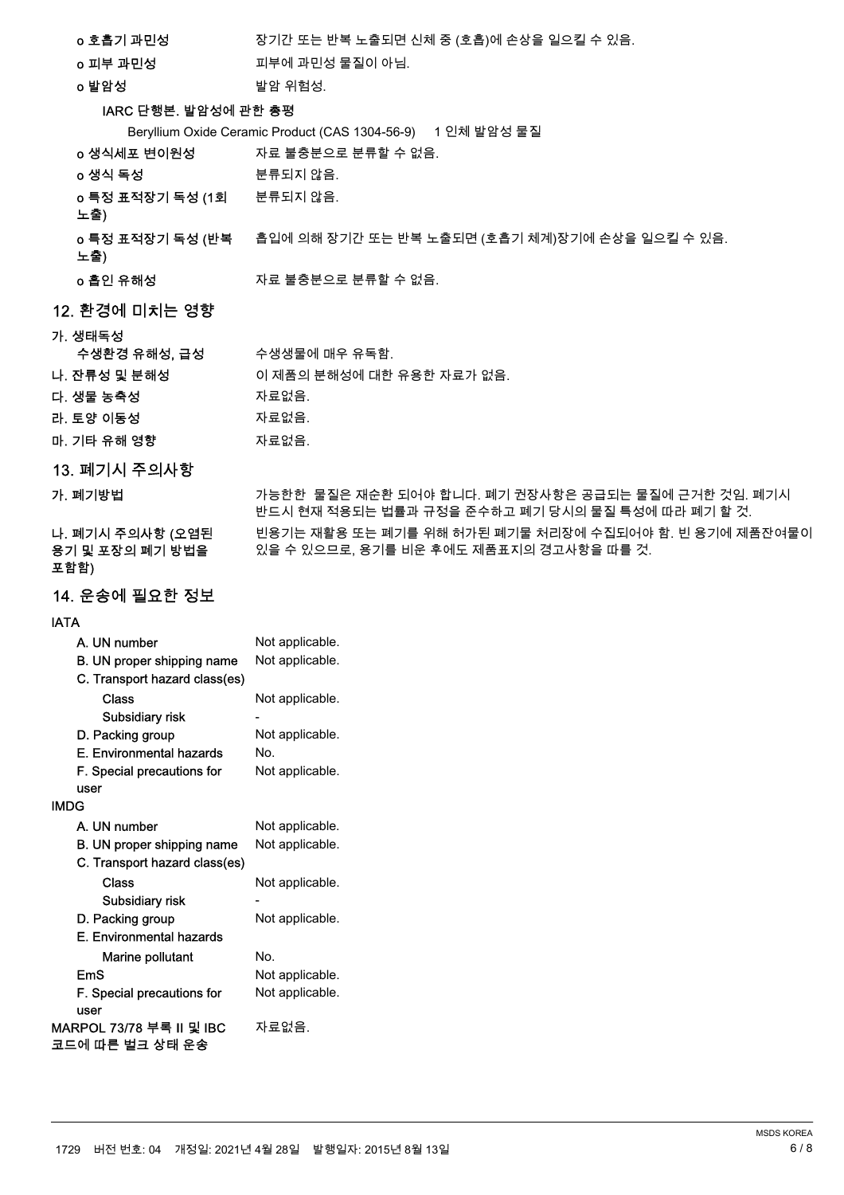| | |
|---|---|
| o 호흡기 과민성 | 장기간 또는 반복 노출되면 신체 중 (호흡)에 손상을 일으킬 수 있음. |
| o 피부 과민성 | 피부에 과민성 물질이 아님. |
| o 발암성 | 발암 위험성. |

**IARC 단행본. 발암성에 관한 총평**

Beryllium Oxide Ceramic Product (CAS 1304-56-9) 1 인체 발암성 물질

| | |
|---|---|
| o 생식세포 변이원성 | 자료 불충분으로 분류할 수 없음. |
| o 생식 독성 | 분류되지 않음. |
| o 특정 표적장기 독성 (1회 노출) | 분류되지 않음. |
| o 특정 표적장기 독성 (반복 노출) | 흡입에 의해 장기간 또는 반복 노출되면 (호흡기 체계)장기에 손상을 일으킬 수 있음. |
| o 흡인 유해성 | 자료 불충분으로 분류할 수 없음. |

## 12. 환경에 미치는 영향

| | |
|---|---|
| **가. 생태독성** | |
| 수생환경 유해성, 급성 | 수생생물에 매우 유독함. |
| **나. 잔류성 및 분해성** | 이 제품의 분해성에 대한 유용한 자료가 없음. |
| **다. 생물 농축성** | 자료없음. |
| **라. 토양 이동성** | 자료없음. |
| **마. 기타 유해 영향** | 자료없음. |

## 13. 폐기시 주의사항

| | |
|---|---|
| **가. 폐기방법** | 가능한한 물질은 재순환 되어야 합니다. 폐기 권장사항은 공급되는 물질에 근거한 것임. 폐기시 반드시 현재 적용되는 법률과 규정을 준수하고 폐기 당시의 물질 특성에 따라 폐기 할 것. |
| **나. 폐기시 주의사항 (오염된 용기 및 포장의 폐기 방법을 포함함)** | 빈용기는 재활용 또는 폐기를 위해 허가된 폐기물 처리장에 수집되어야 함. 빈 용기에 제품잔여물이 있을 수 있으므로, 용기를 비운 후에도 제품표지의 경고사항을 따를 것. |

## 14. 운송에 필요한 정보

**IATA**

| | |
|---|---|
| A. UN number | Not applicable. |
| B. UN proper shipping name | Not applicable. |
| C. Transport hazard class(es) | |
| Class | Not applicable. |
| Subsidiary risk | - |
| D. Packing group | Not applicable. |
| E. Environmental hazards | No. |
| F. Special precautions for user | Not applicable. |

**IMDG**

| | |
|---|---|
| A. UN number | Not applicable. |
| B. UN proper shipping name | Not applicable. |
| C. Transport hazard class(es) | |
| Class | Not applicable. |
| Subsidiary risk | - |
| D. Packing group | Not applicable. |
| E. Environmental hazards | |
| Marine pollutant | No. |
| EmS | Not applicable. |
| F. Special precautions for user | Not applicable. |

| | |
|---|---|
| **MARPOL 73/78 부록 II 및 IBC 코드에 따른 벌크 상태 운송** | 자료없음. |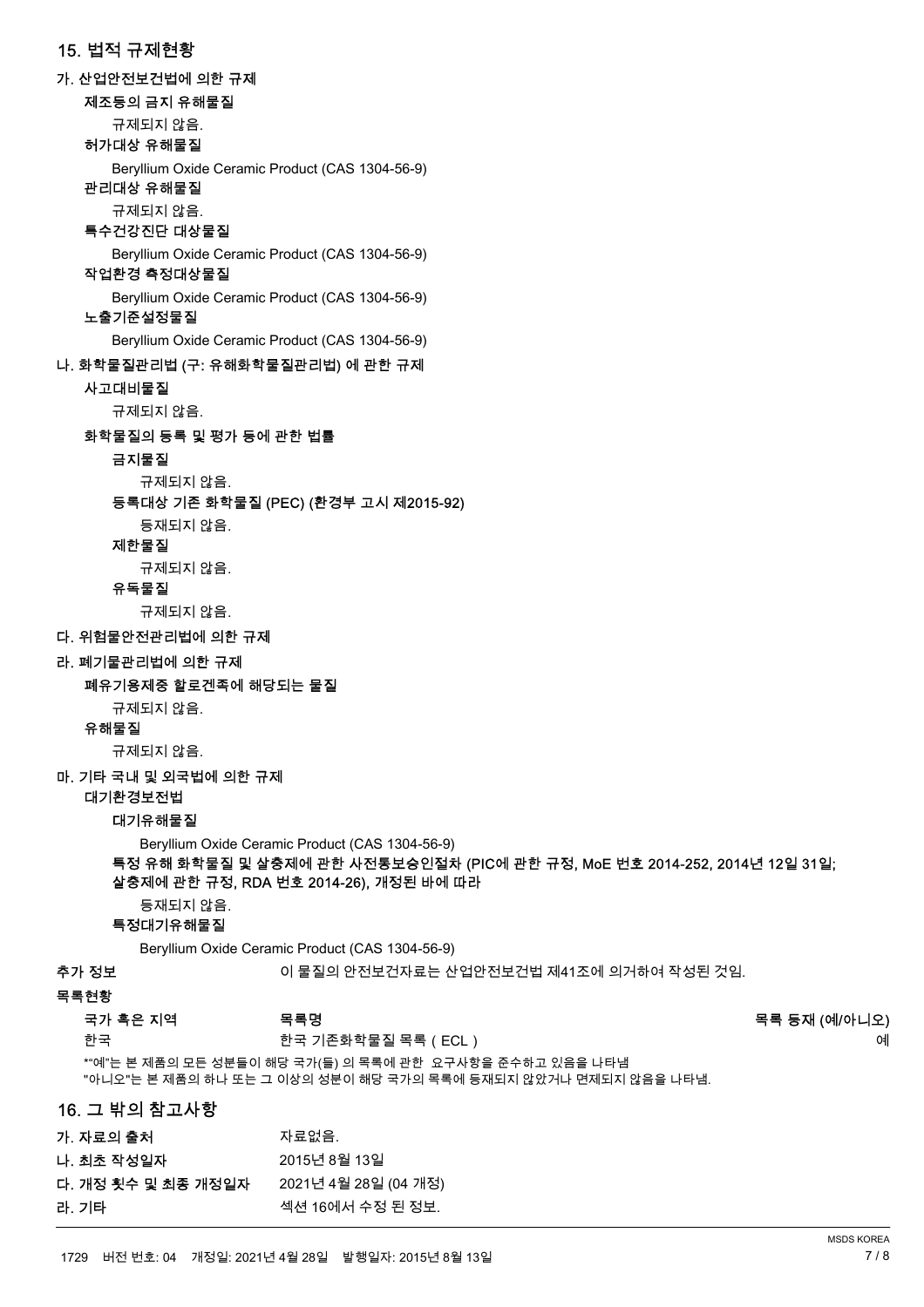## 15. 법적 규제현황

**가. 산업안전보건법에 의한 규제**

**제조등의 금지 유해물질**

규제되지 않음.

**허가대상 유해물질**

Beryllium Oxide Ceramic Product (CAS 1304-56-9)

**관리대상 유해물질**

규제되지 않음.

**특수건강진단 대상물질**

Beryllium Oxide Ceramic Product (CAS 1304-56-9)

**작업환경 측정대상물질**

Beryllium Oxide Ceramic Product (CAS 1304-56-9)

**노출기준설정물질**

Beryllium Oxide Ceramic Product (CAS 1304-56-9)

**나. 화학물질관리법 (구: 유해화학물질관리법) 에 관한 규제**

**사고대비물질**

규제되지 않음.

**화학물질의 등록 및 평가 등에 관한 법률**

**금지물질**

규제되지 않음.

**등록대상 기존 화학물질 (PEC) (환경부 고시 제2015-92)**

등재되지 않음.

**제한물질**

규제되지 않음.

**유독물질**

규제되지 않음.

**다. 위험물안전관리법에 의한 규제**

**라. 폐기물관리법에 의한 규제**

**폐유기용제중 할로겐족에 해당되는 물질**

규제되지 않음.

**유해물질**

규제되지 않음.

**마. 기타 국내 및 외국법에 의한 규제**

**대기환경보전법**

**대기유해물질**

Beryllium Oxide Ceramic Product (CAS 1304-56-9)

**특정 유해 화학물질 및 살충제에 관한 사전통보승인절차 (PIC에 관한 규정, MoE 번호 2014-252, 2014년 12일 31일; 살충제에 관한 규정, RDA 번호 2014-26), 개정된 바에 따라**

등재되지 않음.

**특정대기유해물질**

Beryllium Oxide Ceramic Product (CAS 1304-56-9)

**추가 정보** 이 물질의 안전보건자료는 산업안전보건법 제41조에 의거하여 작성된 것임.

**목록현황**

| 국가 혹은 지역 | 목록명 | 목록 등재 (예/아니오) |
|---|---|---|
| 한국 | 한국 기존화학물질 목록 ( ECL ) | 예 |

*"예"는 본 제품의 모든 성분들이 해당 국가(들) 의 목록에 관한 요구사항을 준수하고 있음을 나타냄
"아니오"는 본 제품의 하나 또는 그 이상의 성분이 해당 국가의 목록에 등재되지 않았거나 면제되지 않음을 나타냄.

## 16. 그 밖의 참고사항

**가. 자료의 출처** 자료없음.

**나. 최초 작성일자** 2015년 8월 13일

**다. 개정 횟수 및 최종 개정일자** 2021년 4월 28일 (04 개정)

**라. 기타** 섹션 16에서 수정 된 정보.

1729 버전 번호: 04 개정일: 2021년 4월 28일 발행일자: 2015년 8월 13일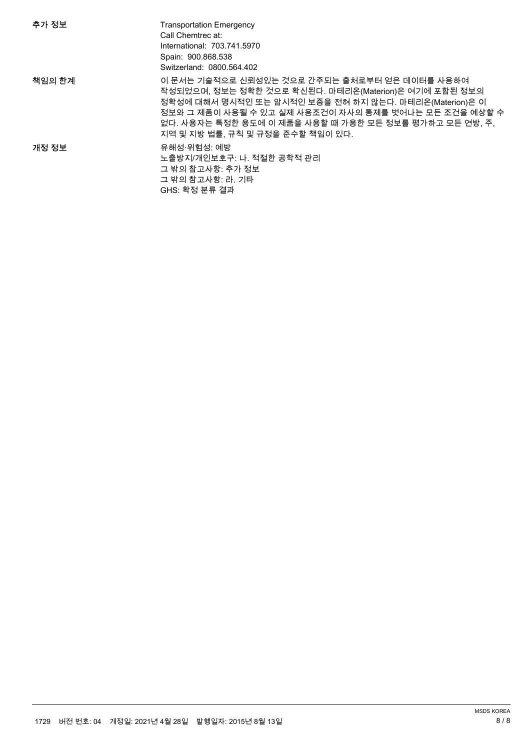**추가 정보**

Transportation Emergency
Call Chemtrec at:
International: 703.741.5970
Spain: 900.868.538
Switzerland: 0800.564.402

**책임의 한계**

이 문서는 기술적으로 신뢰성있는 것으로 간주되는 출처로부터 얻은 데이터를 사용하여 작성되었으며, 정보는 정확한 것으로 확신된다. 마테리온(Materion)은 여기에 포함된 정보의 정확성에 대해서 명시적인 또는 암시적인 보증을 전혀 하지 않는다. 마테리온(Materion)은 이 정보와 그 제품이 사용될 수 있고 실제 사용조건이 자사의 통제를 벗어나는 모든 조건을 예상할 수 없다. 사용자는 특정한 용도에 이 제품을 사용할 때 가용한 모든 정보를 평가하고 모든 연방, 주, 지역 및 지방 법률, 규칙 및 규정을 준수할 책임이 있다.

**개정 정보**

유해성·위험성: 예방
노출방지/개인보호구: 나. 적절한 공학적 관리
그 밖의 참고사항: 추가 정보
그 밖의 참고사항: 라. 기타
GHS: 확정 분류 결과

1729 버전 번호: 04 개정일: 2021년 4월 28일 발행일자: 2015년 8월 13일